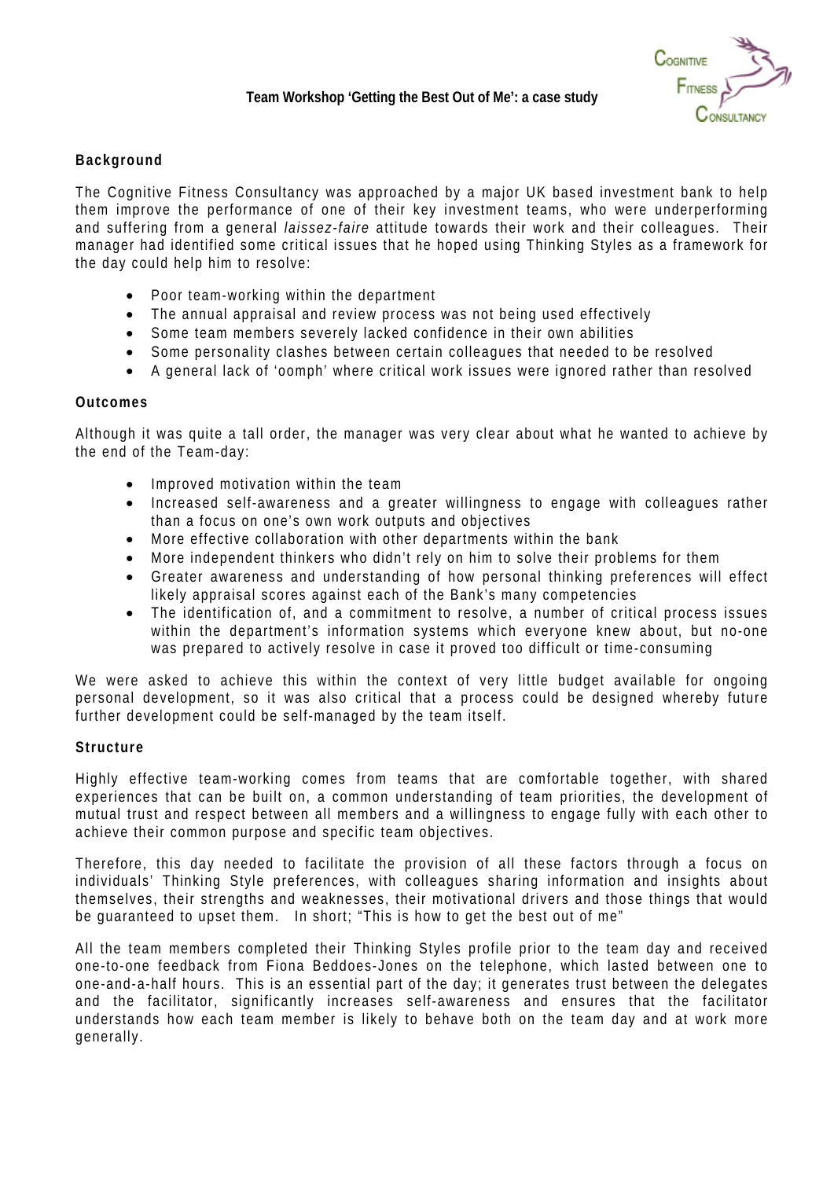# Team Workshop 'Getting the Best Out of Me': a case study

COGNITIVE FITNESS CONSULTANCY

## Background

The Cognitive Fitness Consultancy was approached by a major UK based investment bank to help them improve the performance of one of their key investment teams, who were underperforming and suffering from a general *laissez-faire* attitude towards their work and their colleagues. Their manager had identified some critical issues that he hoped using Thinking Styles as a framework for the day could help him to resolve:

- Poor team-working within the department
- The annual appraisal and review process was not being used effectively
- Some team members severely lacked confidence in their own abilities
- Some personality clashes between certain colleagues that needed to be resolved
- A general lack of 'oomph' where critical work issues were ignored rather than resolved

## Outcomes

Although it was quite a tall order, the manager was very clear about what he wanted to achieve by the end of the Team-day:

- Improved motivation within the team
- Increased self-awareness and a greater willingness to engage with colleagues rather than a focus on one's own work outputs and objectives
- More effective collaboration with other departments within the bank
- More independent thinkers who didn't rely on him to solve their problems for them
- Greater awareness and understanding of how personal thinking preferences will effect likely appraisal scores against each of the Bank's many competencies
- The identification of, and a commitment to resolve, a number of critical process issues within the department's information systems which everyone knew about, but no-one was prepared to actively resolve in case it proved too difficult or time-consuming

We were asked to achieve this within the context of very little budget available for ongoing personal development, so it was also critical that a process could be designed whereby future further development could be self-managed by the team itself.

## Structure

Highly effective team-working comes from teams that are comfortable together, with shared experiences that can be built on, a common understanding of team priorities, the development of mutual trust and respect between all members and a willingness to engage fully with each other to achieve their common purpose and specific team objectives.

Therefore, this day needed to facilitate the provision of all these factors through a focus on individuals' Thinking Style preferences, with colleagues sharing information and insights about themselves, their strengths and weaknesses, their motivational drivers and those things that would be guaranteed to upset them. In short; "This is how to get the best out of me"

All the team members completed their Thinking Styles profile prior to the team day and received one-to-one feedback from Fiona Beddoes-Jones on the telephone, which lasted between one to one-and-a-half hours. This is an essential part of the day; it generates trust between the delegates and the facilitator, significantly increases self-awareness and ensures that the facilitator understands how each team member is likely to behave both on the team day and at work more generally.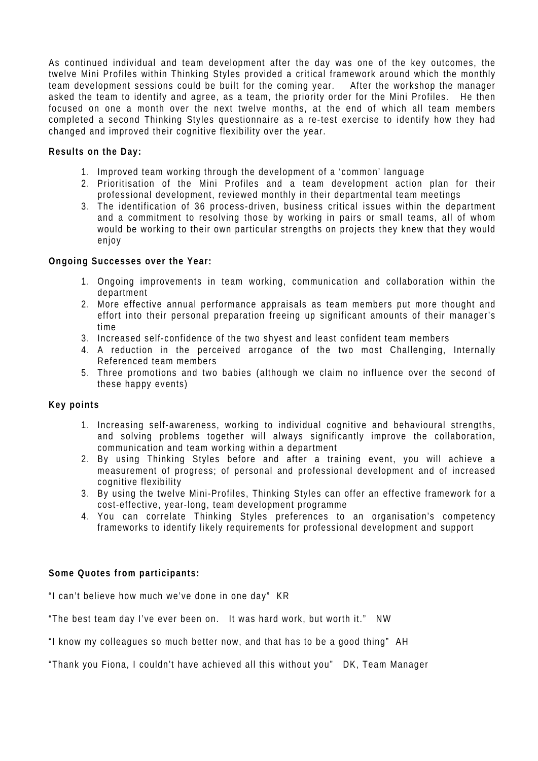As continued individual and team development after the day was one of the key outcomes, the twelve Mini Profiles within Thinking Styles provided a critical framework around which the monthly team development sessions could be built for the coming year. After the workshop the manager asked the team to identify and agree, as a team, the priority order for the Mini Profiles. He then focused on one a month over the next twelve months, at the end of which all team members completed a second Thinking Styles questionnaire as a re-test exercise to identify how they had changed and improved their cognitive flexibility over the year.

**Results on the Day:**

1. Improved team working through the development of a 'common' language
2. Prioritisation of the Mini Profiles and a team development action plan for their professional development, reviewed monthly in their departmental team meetings
3. The identification of 36 process-driven, business critical issues within the department and a commitment to resolving those by working in pairs or small teams, all of whom would be working to their own particular strengths on projects they knew that they would enjoy

**Ongoing Successes over the Year:**

1. Ongoing improvements in team working, communication and collaboration within the department
2. More effective annual performance appraisals as team members put more thought and effort into their personal preparation freeing up significant amounts of their manager's time
3. Increased self-confidence of the two shyest and least confident team members
4. A reduction in the perceived arrogance of the two most Challenging, Internally Referenced team members
5. Three promotions and two babies (although we claim no influence over the second of these happy events)

**Key points**

1. Increasing self-awareness, working to individual cognitive and behavioural strengths, and solving problems together will always significantly improve the collaboration, communication and team working within a department
2. By using Thinking Styles before and after a training event, you will achieve a measurement of progress; of personal and professional development and of increased cognitive flexibility
3. By using the twelve Mini-Profiles, Thinking Styles can offer an effective framework for a cost-effective, year-long, team development programme
4. You can correlate Thinking Styles preferences to an organisation's competency frameworks to identify likely requirements for professional development and support

**Some Quotes from participants:**

"I can't believe how much we've done in one day" KR

"The best team day I've ever been on. It was hard work, but worth it." NW

"I know my colleagues so much better now, and that has to be a good thing" AH

"Thank you Fiona, I couldn't have achieved all this without you" DK, Team Manager